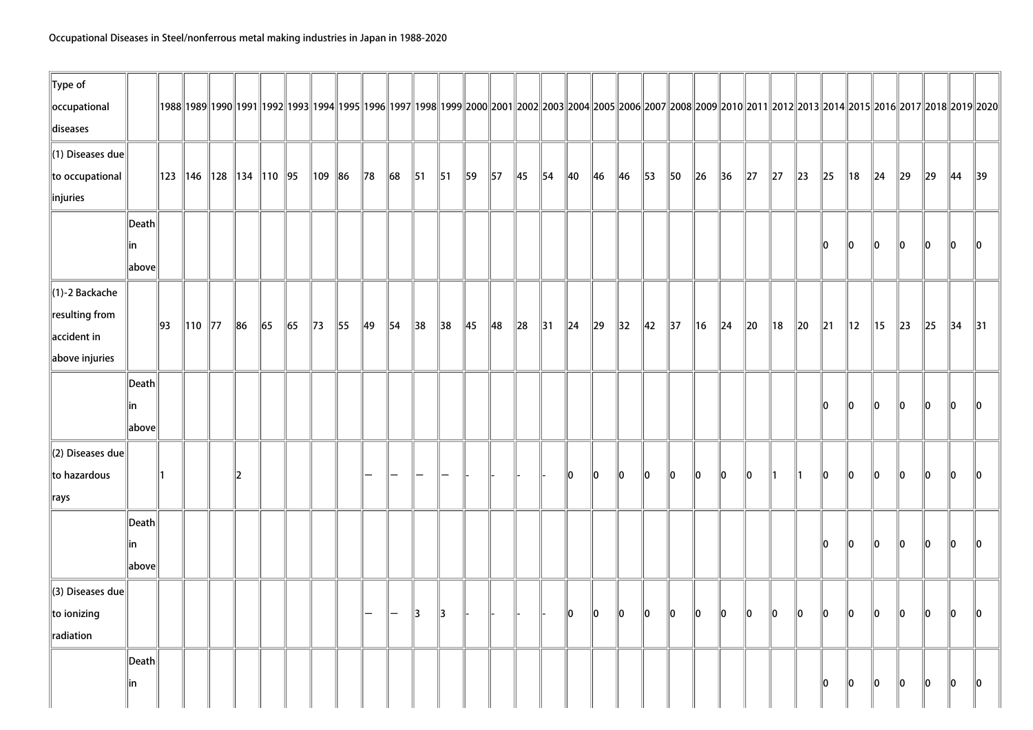Occupational Diseases in Steel/nonferrous metal making industries in Japan in 1988-2020

| Type of occupational diseases | | 1988 | 1989 | 1990 | 1991 | 1992 | 1993 | 1994 | 1995 | 1996 | 1997 | 1998 | 1999 | 2000 | 2001 | 2002 | 2003 | 2004 | 2005 | 2006 | 2007 | 2008 | 2009 | 2010 | 2011 | 2012 | 2013 | 2014 | 2015 | 2016 | 2017 | 2018 | 2019 | 2020 |
|---|---|---|---|---|---|---|---|---|---|---|---|---|---|---|---|---|---|---|---|---|---|---|---|---|---|---|---|---|---|---|---|---|---|---|
| (1) Diseases due to occupational injuries | | 123 | 146 | 128 | 134 | 110 | 95 | 109 | 86 | 78 | 68 | 51 | 51 | 59 | 57 | 45 | 54 | 40 | 46 | 46 | 53 | 50 | 26 | 36 | 27 | 27 | 23 | 25 | 18 | 24 | 29 | 29 | 44 | 39 |
| | Death in above | | | | | | | | | | | | | | | | | | | | | | | | | | | 0 | 0 | 0 | 0 | 0 | 0 | 0 |
| (1)-2 Backache resulting from accident in above injuries | | 93 | 110 | 77 | 86 | 65 | 65 | 73 | 55 | 49 | 54 | 38 | 38 | 45 | 48 | 28 | 31 | 24 | 29 | 32 | 42 | 37 | 16 | 24 | 20 | 18 | 20 | 21 | 12 | 15 | 23 | 25 | 34 | 31 |
| | Death in above | | | | | | | | | | | | | | | | | | | | | | | | | | | 0 | 0 | 0 | 0 | 0 | 0 | 0 |
| (2) Diseases due to hazardous rays | | 1 | | | 2 | | | | | — | — | — | — | - | - | - | - | 0 | 0 | 0 | 0 | 0 | 0 | 0 | 0 | 1 | 1 | 0 | 0 | 0 | 0 | 0 | 0 | 0 |
| | Death in above | | | | | | | | | | | | | | | | | | | | | | | | | | | 0 | 0 | 0 | 0 | 0 | 0 | 0 |
| (3) Diseases due to ionizing radiation | | | | | | | | | | — | — | 3 | 3 | - | - | - | - | 0 | 0 | 0 | 0 | 0 | 0 | 0 | 0 | 0 | 0 | 0 | 0 | 0 | 0 | 0 | 0 | 0 |
| | Death in | | | | | | | | | | | | | | | | | | | | | | | | | | | 0 | 0 | 0 | 0 | 0 | 0 | 0 |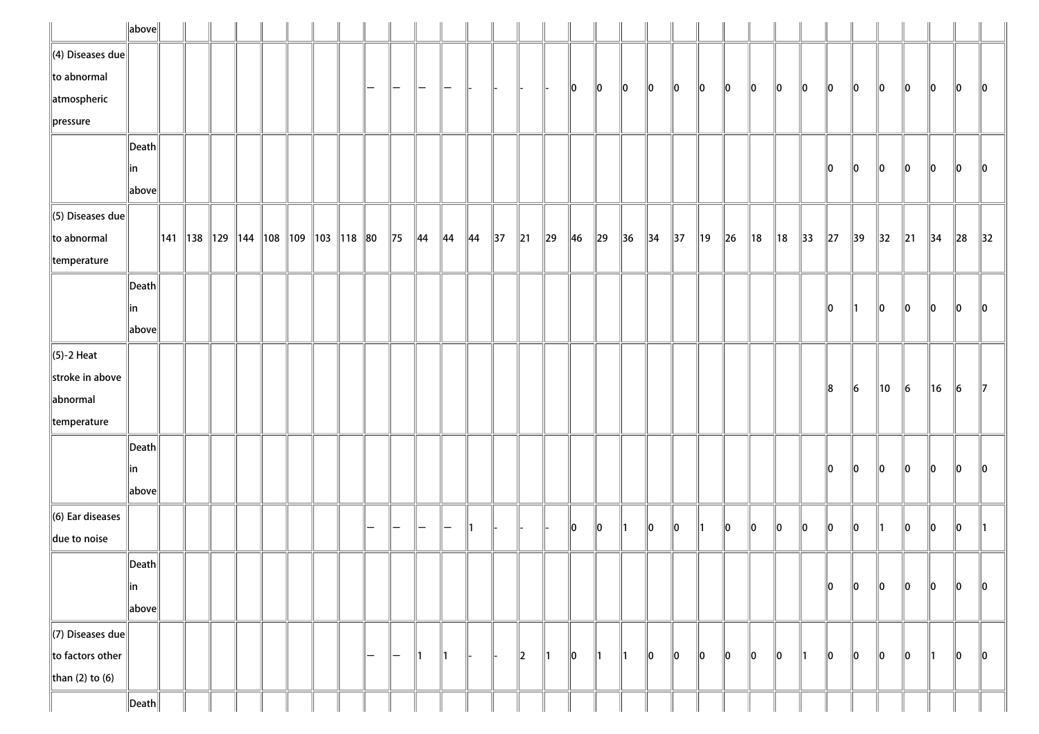| | above | | | | | | | | | | | | | | | | | | | | | | | | | | | | | | | | | |
|---|---|---|---|---|---|---|---|---|---|---|---|---|---|---|---|---|---|---|---|---|---|---|---|---|---|---|---|---|---|---|---|---|---|---|
| (4) Diseases due to abnormal atmospheric pressure | | | | | | | | | | — | — | — | — | - | - | - | - | 0 | 0 | 0 | 0 | 0 | 0 | 0 | 0 | 0 | 0 | 0 | 0 | 0 | 0 | 0 | 0 | 0 |
| | Death in above | | | | | | | | | | | | | | | | | | | | | | | | | | | 0 | 0 | 0 | 0 | 0 | 0 | 0 |
| (5) Diseases due to abnormal temperature | | 141 | 138 | 129 | 144 | 108 | 109 | 103 | 118 | 80 | 75 | 44 | 44 | 44 | 37 | 21 | 29 | 46 | 29 | 36 | 34 | 37 | 19 | 26 | 18 | 18 | 33 | 27 | 39 | 32 | 21 | 34 | 28 | 32 |
| | Death in above | | | | | | | | | | | | | | | | | | | | | | | | | | | 0 | 1 | 0 | 0 | 0 | 0 | 0 |
| (5)-2 Heat stroke in above abnormal temperature | | | | | | | | | | | | | | | | | | | | | | | | | | | | 8 | 6 | 10 | 6 | 16 | 6 | 7 |
| | Death in above | | | | | | | | | | | | | | | | | | | | | | | | | | | 0 | 0 | 0 | 0 | 0 | 0 | 0 |
| (6) Ear diseases due to noise | | | | | | | | | | — | — | — | — | 1 | - | - | - | 0 | 0 | 1 | 0 | 0 | 1 | 0 | 0 | 0 | 0 | 0 | 0 | 1 | 0 | 0 | 0 | 1 |
| | Death in above | | | | | | | | | | | | | | | | | | | | | | | | | | | 0 | 0 | 0 | 0 | 0 | 0 | 0 |
| (7) Diseases due to factors other than (2) to (6) | | | | | | | | | | — | — | 1 | 1 | - | - | 2 | 1 | 0 | 1 | 1 | 0 | 0 | 0 | 0 | 0 | 0 | 1 | 0 | 0 | 0 | 0 | 1 | 0 | 0 |
| | Death | | | | | | | | | | | | | | | | | | | | | | | | | | | | | | | | | |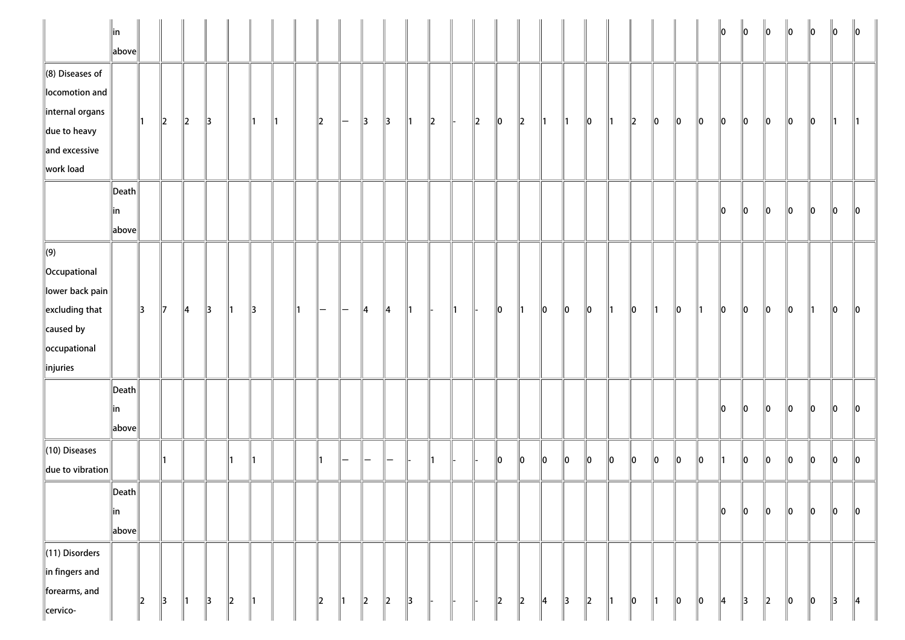| | | | | | | | | | | | | | | | | | | | | | | | | | | | | | | | | | | |
|---|---|---|---|---|---|---|---|---|---|---|---|---|---|---|---|---|---|---|---|---|---|---|---|---|---|---|---|---|---|---|---|---|---|---|
| | in above | | | | | | | | | | | | | | | | | | | | | | | | | | 0 | 0 | 0 | 0 | 0 | 0 | 0 |
| (8) Diseases of locomotion and internal organs due to heavy and excessive work load | | 1 | 2 | 2 | 3 | | 1 | 1 | | 2 | — | 3 | 3 | 1 | 2 | - | 2 | 0 | 2 | 1 | 1 | 0 | 1 | 2 | 0 | 0 | 0 | 0 | 0 | 0 | 0 | 0 | 1 | 1 |
| | Death in above | | | | | | | | | | | | | | | | | | | | | | | | | | 0 | 0 | 0 | 0 | 0 | 0 | 0 |
| (9) Occupational lower back pain excluding that caused by occupational injuries | | 3 | 7 | 4 | 3 | 1 | 3 | | 1 | — | — | 4 | 4 | 1 | - | 1 | - | 0 | 1 | 0 | 0 | 0 | 1 | 0 | 1 | 0 | 1 | 0 | 0 | 0 | 0 | 1 | 0 | 0 |
| | Death in above | | | | | | | | | | | | | | | | | | | | | | | | | | 0 | 0 | 0 | 0 | 0 | 0 | 0 |
| (10) Diseases due to vibration | | | 1 | | | 1 | 1 | | | 1 | — | — | — | - | 1 | - | - | 0 | 0 | 0 | 0 | 0 | 0 | 0 | 0 | 0 | 0 | 1 | 0 | 0 | 0 | 0 | 0 | 0 |
| | Death in above | | | | | | | | | | | | | | | | | | | | | | | | | | 0 | 0 | 0 | 0 | 0 | 0 | 0 |
| (11) Disorders in fingers and forearms, and cervico- | | 2 | 3 | 1 | 3 | 2 | 1 | | | 2 | 1 | 2 | 2 | 3 | - | - | - | 2 | 2 | 4 | 3 | 2 | 1 | 0 | 1 | 0 | 0 | 4 | 3 | 2 | 0 | 0 | 3 | 4 |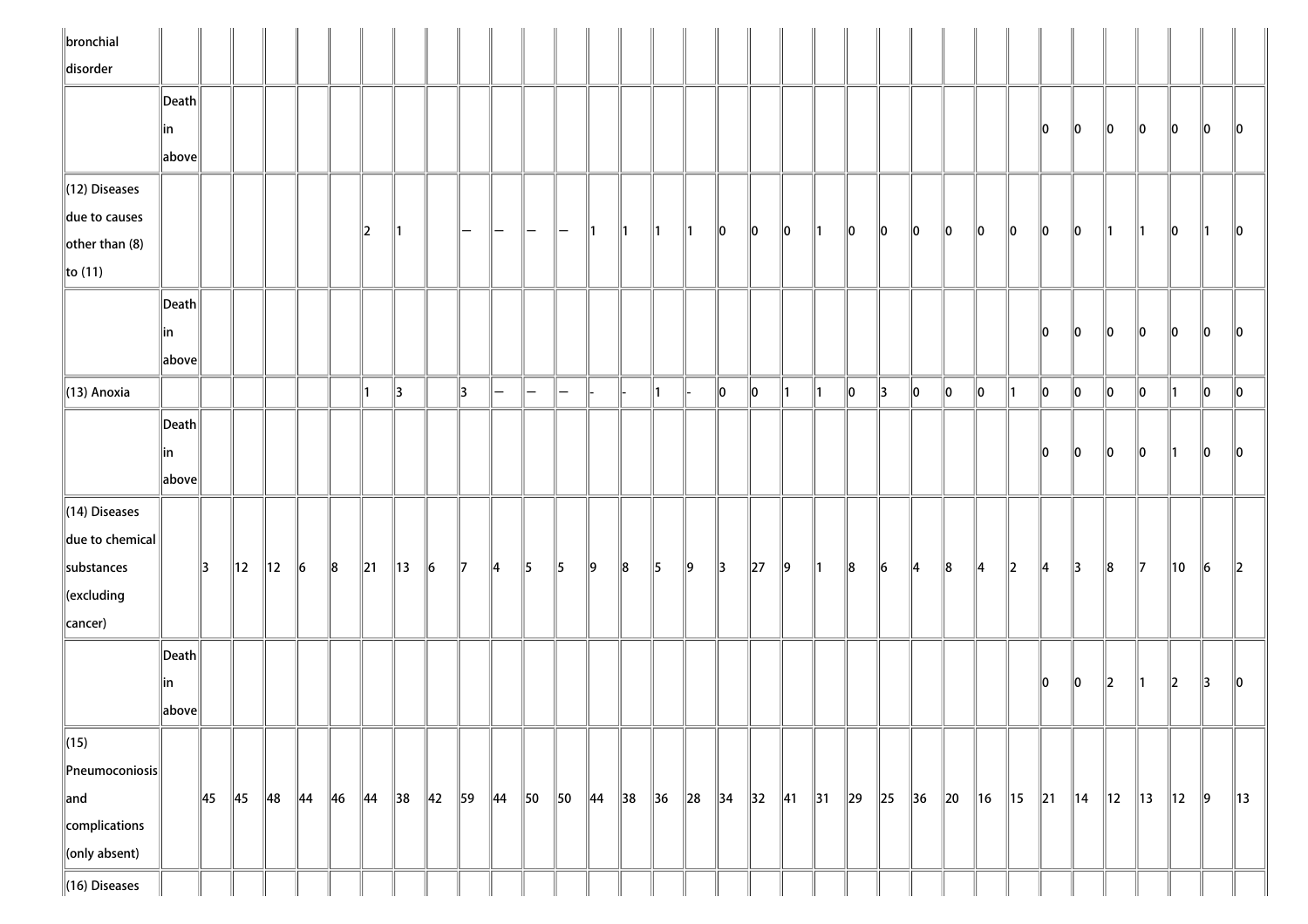| | | | | | | | | | | | | | | | | | | | | | | | | | | | | | | | | | | |
|---|---|---|---|---|---|---|---|---|---|---|---|---|---|---|---|---|---|---|---|---|---|---|---|---|---|---|---|---|---|---|---|---|---|---|
| bronchial disorder | | | | | | | | | | | | | | | | | | | | | | | | | | | | | | | | | | |
| | Death in above | | | | | | | | | | | | | | | | | | | | | | | | | | 0 | 0 | 0 | 0 | 0 | 0 | 0 |
| (12) Diseases due to causes other than (8) to (11) | | | | | | | 2 | 1 | | — | — | — | — | 1 | 1 | 1 | 1 | 0 | 0 | 0 | 1 | 0 | 0 | 0 | 0 | 0 | 0 | 0 | 0 | 1 | 1 | 0 | 1 | 0 |
| | Death in above | | | | | | | | | | | | | | | | | | | | | | | | | | 0 | 0 | 0 | 0 | 0 | 0 | 0 |
| (13) Anoxia | | | | | | | 1 | 3 | | 3 | — | — | — | - | - | 1 | - | 0 | 0 | 1 | 1 | 0 | 3 | 0 | 0 | 0 | 1 | 0 | 0 | 0 | 0 | 1 | 0 | 0 |
| | Death in above | | | | | | | | | | | | | | | | | | | | | | | | | | 0 | 0 | 0 | 0 | 1 | 0 | 0 |
| (14) Diseases due to chemical substances (excluding cancer) | | 3 | 12 | 12 | 6 | 8 | 21 | 13 | 6 | 7 | 4 | 5 | 5 | 9 | 8 | 5 | 9 | 3 | 27 | 9 | 1 | 8 | 6 | 4 | 8 | 4 | 2 | 4 | 3 | 8 | 7 | 10 | 6 | 2 |
| | Death in above | | | | | | | | | | | | | | | | | | | | | | | | | | 0 | 0 | 2 | 1 | 2 | 3 | 0 |
| (15) Pneumoconiosis and complications (only absent) | | 45 | 45 | 48 | 44 | 46 | 44 | 38 | 42 | 59 | 44 | 50 | 50 | 44 | 38 | 36 | 28 | 34 | 32 | 41 | 31 | 29 | 25 | 36 | 20 | 16 | 15 | 21 | 14 | 12 | 13 | 12 | 9 | 13 |
| (16) Diseases | | | | | | | | | | | | | | | | | | | | | | | | | | | | | | | | | | |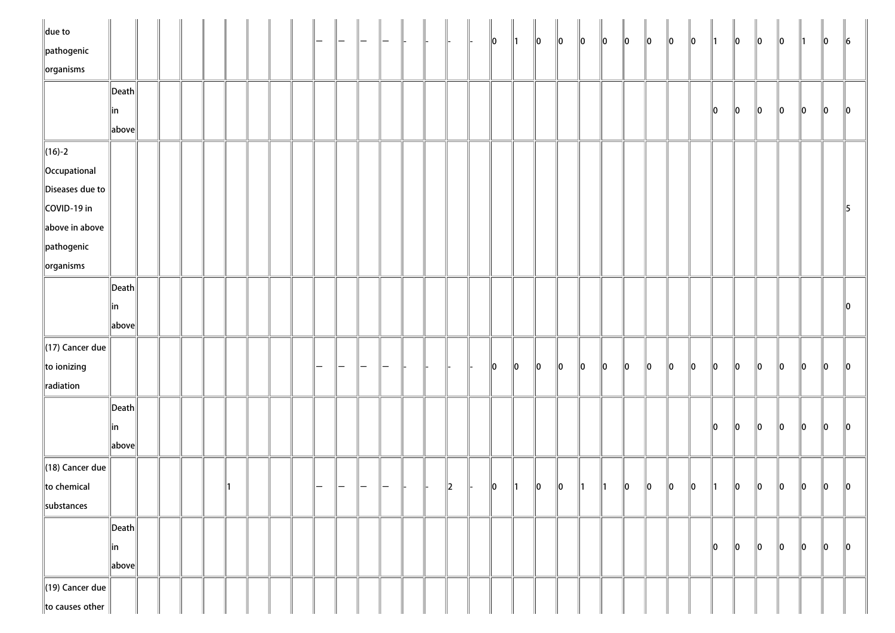| | | | | | | | | | | | | | | | | | | | | | | | | | | | | | | | | | | |
|---|---|---|---|---|---|---|---|---|---|---|---|---|---|---|---|---|---|---|---|---|---|---|---|---|---|---|---|---|---|---|---|---|---|---|
| due to pathogenic organisms | | | | | | | | | | — | — | — | — | - | - | - | - | 0 | 1 | 0 | 0 | 0 | 0 | 0 | 0 | 0 | 0 | 1 | 0 | 0 | 0 | 1 | 0 | 6 |
| | Death in above | | | | | | | | | | | | | | | | | | | | | | | | | | | 0 | 0 | 0 | 0 | 0 | 0 | 0 |
| (16)-2 Occupational Diseases due to COVID-19 in above in above pathogenic organisms | | | | | | | | | | | | | | | | | | | | | | | | | | | | | | | | | | 5 |
| | Death in above | | | | | | | | | | | | | | | | | | | | | | | | | | | | | | | | | 0 |
| (17) Cancer due to ionizing radiation | | | | | | | | | | — | — | — | — | - | - | - | - | 0 | 0 | 0 | 0 | 0 | 0 | 0 | 0 | 0 | 0 | 0 | 0 | 0 | 0 | 0 | 0 | 0 |
| | Death in above | | | | | | | | | | | | | | | | | | | | | | | | | | | 0 | 0 | 0 | 0 | 0 | 0 | 0 |
| (18) Cancer due to chemical substances | | | | | | 1 | | | | — | — | — | — | - | - | 2 | - | 0 | 1 | 0 | 0 | 1 | 1 | 0 | 0 | 0 | 0 | 1 | 0 | 0 | 0 | 0 | 0 | 0 |
| | Death in above | | | | | | | | | | | | | | | | | | | | | | | | | | | 0 | 0 | 0 | 0 | 0 | 0 | 0 |
| (19) Cancer due to causes other | | | | | | | | | | | | | | | | | | | | | | | | | | | | | | | | | | |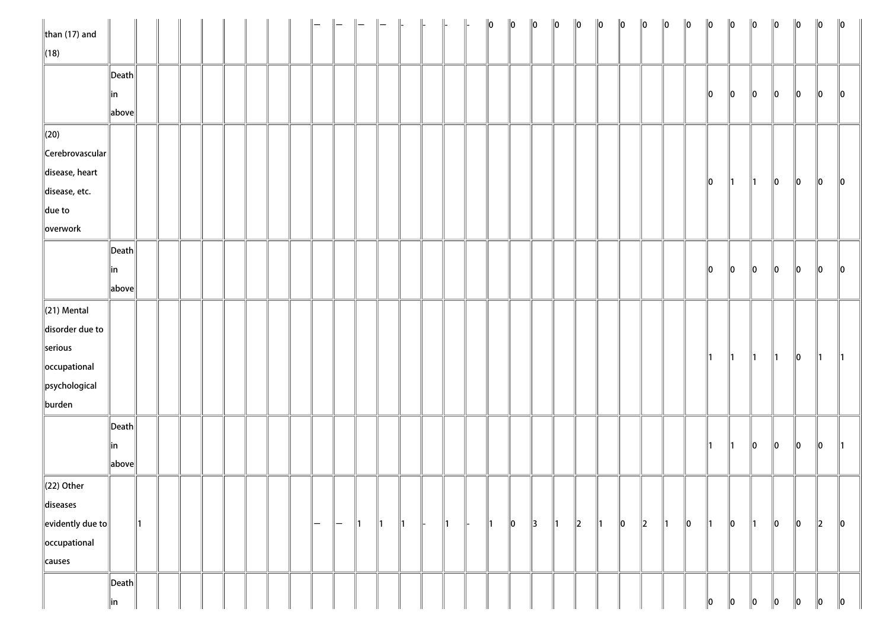| | | | | | | | | | | | | | | | | | | | | | | | | | | | | | | | | | | |
|---|---|---|---|---|---|---|---|---|---|---|---|---|---|---|---|---|---|---|---|---|---|---|---|---|---|---|---|---|---|---|---|---|---|---|
| than (17) and (18) | | | | | | | | | | — | — | — | — | - | - | - | - | 0 | 0 | 0 | 0 | 0 | 0 | 0 | 0 | 0 | 0 | 0 | 0 | 0 | 0 | 0 | 0 | 0 |
| | Death in above | | | | | | | | | | | | | | | | | | | | | | | | | | | 0 | 0 | 0 | 0 | 0 | 0 | 0 |
| (20) Cerebrovascular disease, heart disease, etc. due to overwork | | | | | | | | | | | | | | | | | | | | | | | | | | | | 0 | 1 | 1 | 0 | 0 | 0 | 0 |
| | Death in above | | | | | | | | | | | | | | | | | | | | | | | | | | | 0 | 0 | 0 | 0 | 0 | 0 | 0 |
| (21) Mental disorder due to serious occupational psychological burden | | | | | | | | | | | | | | | | | | | | | | | | | | | | 1 | 1 | 1 | 1 | 0 | 1 | 1 |
| | Death in above | | | | | | | | | | | | | | | | | | | | | | | | | | | 1 | 1 | 0 | 0 | 0 | 0 | 1 |
| (22) Other diseases evidently due to occupational causes | | 1 | | | | | | | | — | — | 1 | 1 | 1 | - | 1 | - | 1 | 0 | 3 | 1 | 2 | 1 | 0 | 2 | 1 | 0 | 1 | 0 | 1 | 0 | 0 | 2 | 0 |
| | Death in | | | | | | | | | | | | | | | | | | | | | | | | | | | 0 | 0 | 0 | 0 | 0 | 0 | 0 |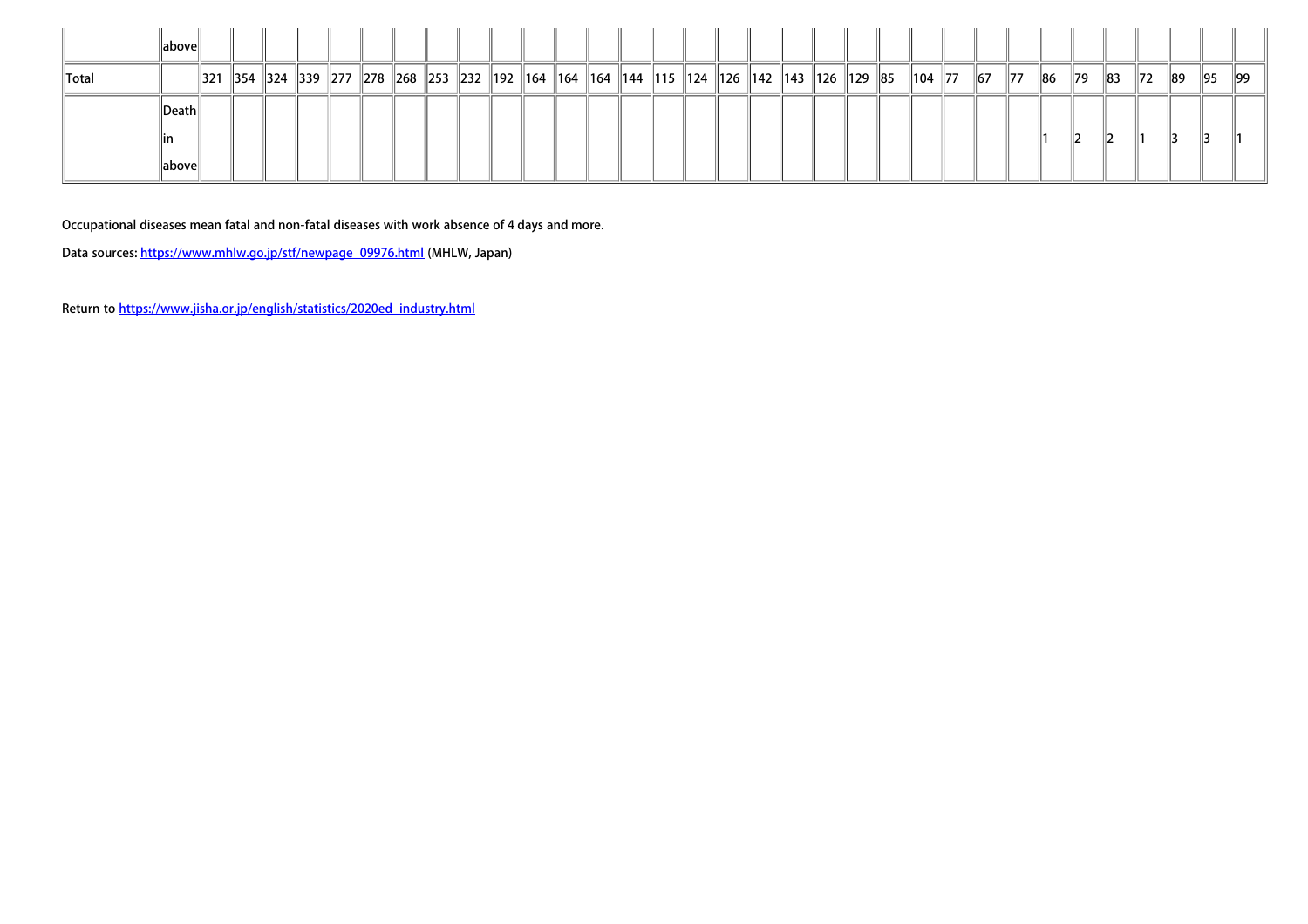| | | | | | | | | | | | | | | | | | | | | | | | | | | | | | | | | | | |
|---|---|---|---|---|---|---|---|---|---|---|---|---|---|---|---|---|---|---|---|---|---|---|---|---|---|---|---|---|---|---|---|---|---|---|
| | above | | | | | | | | | | | | | | | | | | | | | | | | | | | | | | | | | |
| Total | | 321 | 354 | 324 | 339 | 277 | 278 | 268 | 253 | 232 | 192 | 164 | 164 | 164 | 144 | 115 | 124 | 126 | 142 | 143 | 126 | 129 | 85 | 104 | 77 | 67 | 77 | 86 | 79 | 83 | 72 | 89 | 95 | 99 |
| | Death in above | | | | | | | | | | | | | | | | | | | | | | | | | | | 1 | 2 | 2 | 1 | 3 | 3 | 1 |

Occupational diseases mean fatal and non-fatal diseases with work absence of 4 days and more.

Data sources: https://www.mhlw.go.jp/stf/newpage_09976.html (MHLW, Japan)

Return to https://www.jisha.or.jp/english/statistics/2020ed_industry.html